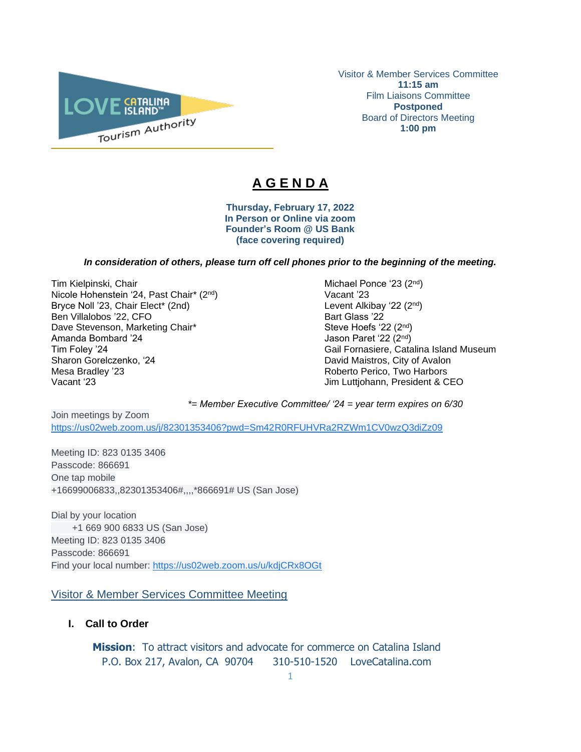LOVE CATALINA ISLAND™ Tourism Authority

Visitor & Member Services Committee
**11:15 am**
Film Liaisons Committee
**Postponed**
Board of Directors Meeting
**1:00 pm**

# A G E N D A

**Thursday, February 17, 2022**
**In Person or Online via zoom**
**Founder's Room @ US Bank**
**(face covering required)**

***In consideration of others, please turn off cell phones prior to the beginning of the meeting.***

Tim Kielpinski, Chair
Nicole Hohenstein '24, Past Chair* (2nd)
Bryce Noll '23, Chair Elect* (2nd)
Ben Villalobos '22, CFO
Dave Stevenson, Marketing Chair*
Amanda Bombard '24
Tim Foley '24
Sharon Gorelczenko, '24
Mesa Bradley '23
Vacant '23
Michael Ponce '23 (2nd)
Vacant '23
Levent Alkibay '22 (2nd)
Bart Glass '22
Steve Hoefs '22 (2nd)
Jason Paret '22 (2nd)
Gail Fornasiere, Catalina Island Museum
David Maistros, City of Avalon
Roberto Perico, Two Harbors
Jim Luttjohann, President & CEO

*\*= Member Executive Committee/ '24 = year term expires on 6/30*

Join meetings by Zoom
https://us02web.zoom.us/j/82301353406?pwd=Sm42R0RFUHVRa2RZWm1CV0wzQ3diZz09

Meeting ID: 823 0135 3406
Passcode: 866691
One tap mobile
+16699006833,,82301353406#,,,,*866691# US (San Jose)

Dial by your location
+1 669 900 6833 US (San Jose)
Meeting ID: 823 0135 3406
Passcode: 866691
Find your local number: https://us02web.zoom.us/u/kdjCRx8OGt

## Visitor & Member Services Committee Meeting

**I. Call to Order**

**Mission**: To attract visitors and advocate for commerce on Catalina Island
P.O. Box 217, Avalon, CA 90704 310-510-1520 LoveCatalina.com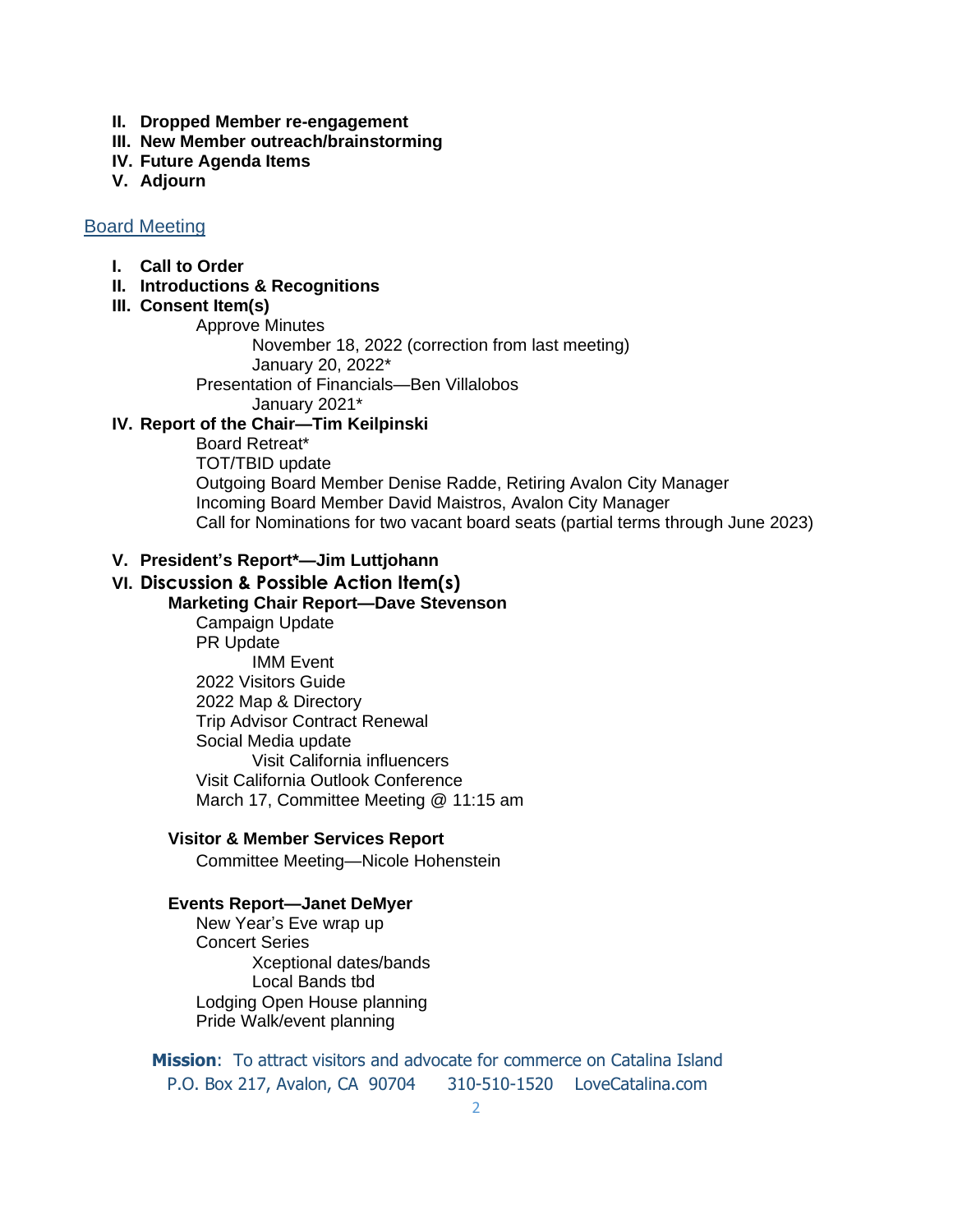II. **Dropped Member re-engagement**
III. **New Member outreach/brainstorming**
IV. **Future Agenda Items**
V. **Adjourn**

## Board Meeting

I. **Call to Order**
II. **Introductions & Recognitions**
III. **Consent Item(s)**
   - Approve Minutes
     - November 18, 2022 (correction from last meeting)
     - January 20, 2022*
   - Presentation of Financials—Ben Villalobos
     - January 2021*

IV. **Report of the Chair—Tim Keilpinski**
   - Board Retreat*
   - TOT/TBID update
   - Outgoing Board Member Denise Radde, Retiring Avalon City Manager
   - Incoming Board Member David Maistros, Avalon City Manager
   - Call for Nominations for two vacant board seats (partial terms through June 2023)

V. **President's Report*—Jim Luttjohann**

VI. **Discussion & Possible Action Item(s)**

**Marketing Chair Report—Dave Stevenson**
- Campaign Update
- PR Update
  - IMM Event
- 2022 Visitors Guide
- 2022 Map & Directory
- Trip Advisor Contract Renewal
- Social Media update
  - Visit California influencers
- Visit California Outlook Conference
- March 17, Committee Meeting @ 11:15 am

**Visitor & Member Services Report**
- Committee Meeting—Nicole Hohenstein

**Events Report—Janet DeMyer**
- New Year's Eve wrap up
- Concert Series
  - Xceptional dates/bands
  - Local Bands tbd
- Lodging Open House planning
- Pride Walk/event planning

**Mission**: To attract visitors and advocate for commerce on Catalina Island
P.O. Box 217, Avalon, CA 90704 310-510-1520 LoveCatalina.com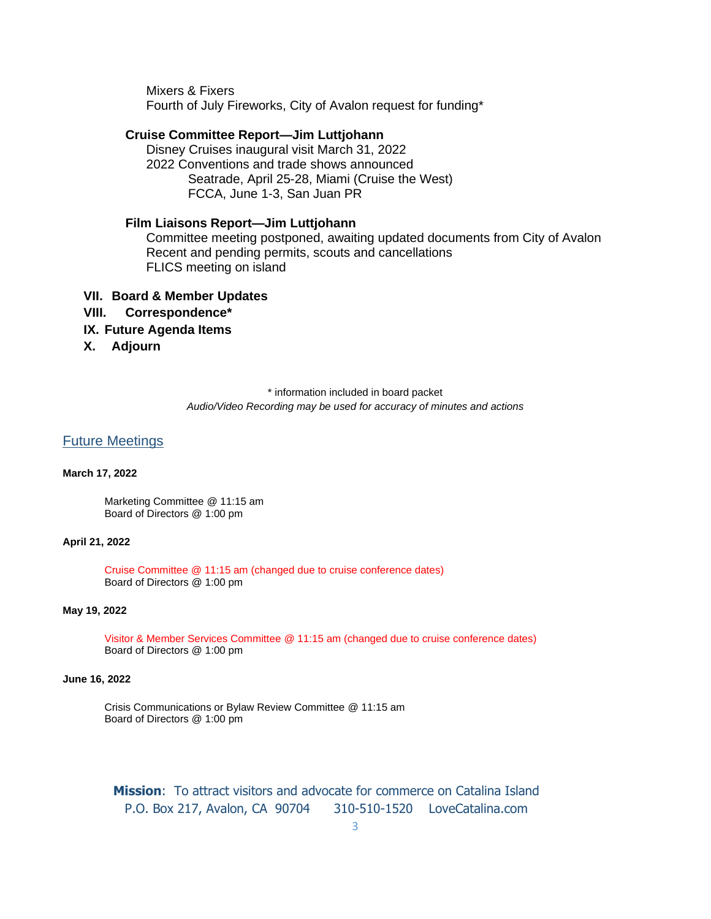Mixers & Fixers
Fourth of July Fireworks, City of Avalon request for funding*

**Cruise Committee Report—Jim Luttjohann**

Disney Cruises inaugural visit March 31, 2022
2022 Conventions and trade shows announced

- Seatrade, April 25-28, Miami (Cruise the West)
- FCCA, June 1-3, San Juan PR

**Film Liaisons Report—Jim Luttjohann**

Committee meeting postponed, awaiting updated documents from City of Avalon
Recent and pending permits, scouts and cancellations
FLICS meeting on island

**VII. Board & Member Updates**

**VIII. Correspondence***

**IX. Future Agenda Items**

**X. Adjourn**

\* information included in board packet

*Audio/Video Recording may be used for accuracy of minutes and actions*

## Future Meetings

**March 17, 2022**

Marketing Committee @ 11:15 am
Board of Directors @ 1:00 pm

**April 21, 2022**

Cruise Committee @ 11:15 am (changed due to cruise conference dates)
Board of Directors @ 1:00 pm

**May 19, 2022**

Visitor & Member Services Committee @ 11:15 am (changed due to cruise conference dates)
Board of Directors @ 1:00 pm

**June 16, 2022**

Crisis Communications or Bylaw Review Committee @ 11:15 am
Board of Directors @ 1:00 pm

**Mission**: To attract visitors and advocate for commerce on Catalina Island
P.O. Box 217, Avalon, CA 90704 310-510-1520 LoveCatalina.com